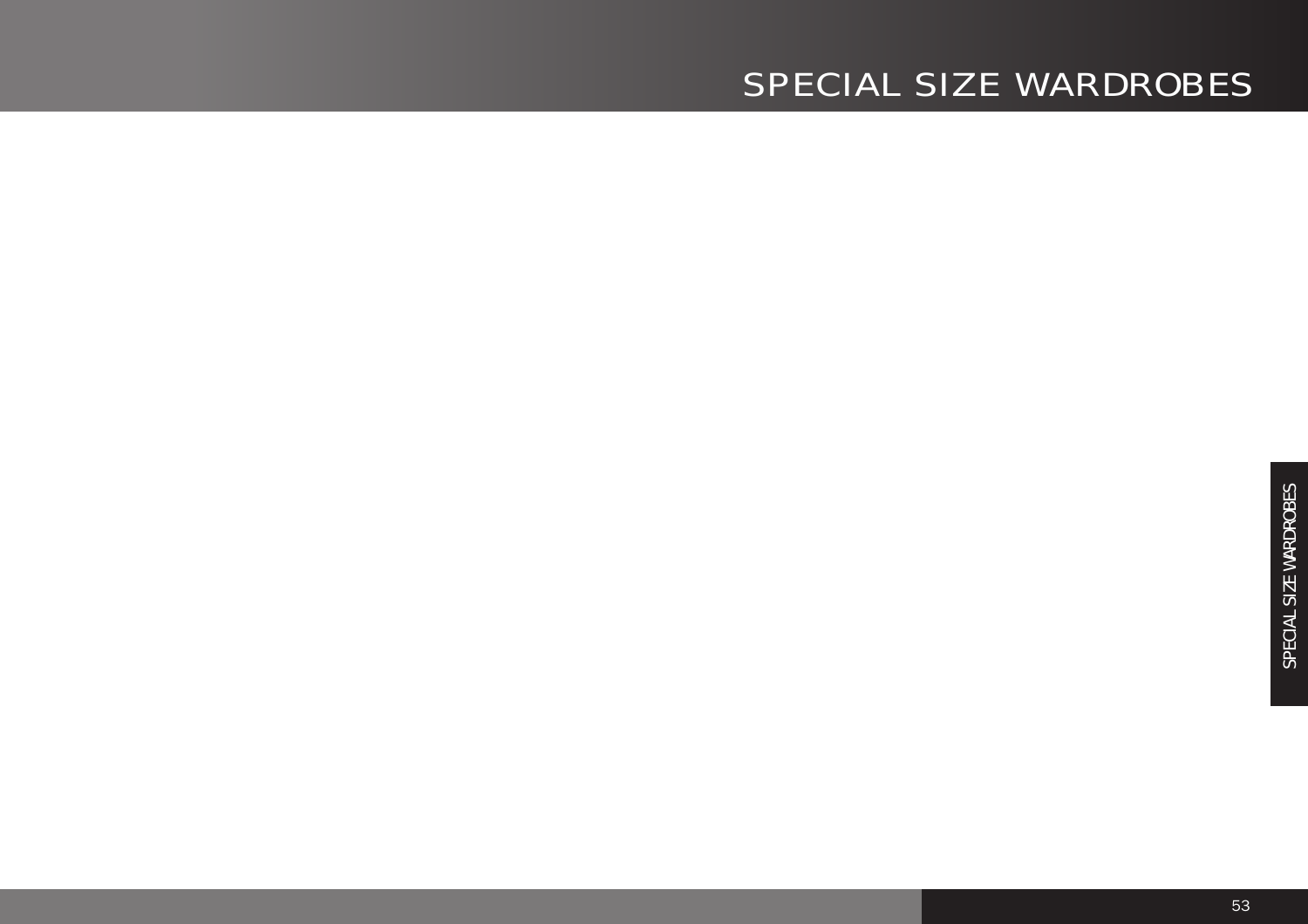# SPECIAL SIZE WARDROBES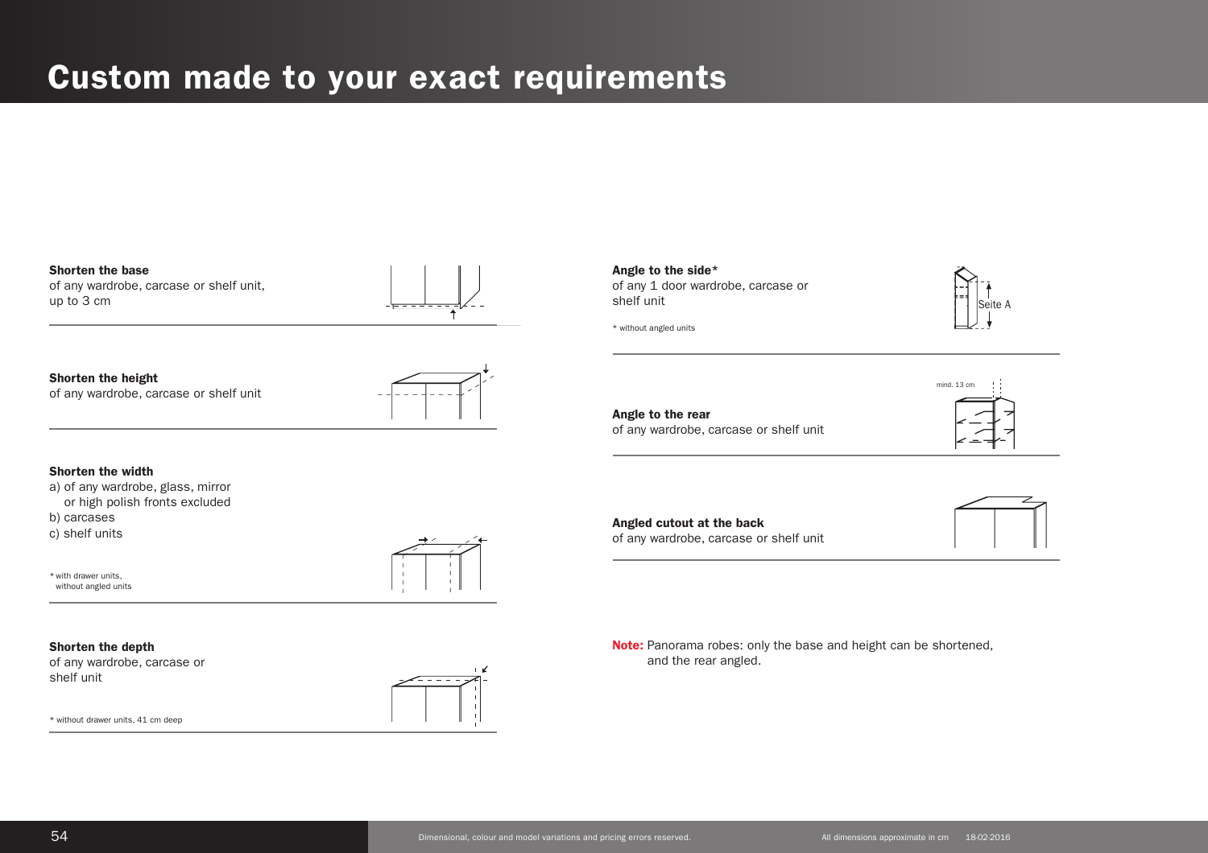# Custom made to your exact requirements

**Shorten the base**
of any wardrobe, carcase or shelf unit, up to 3 cm

**Shorten the height**
of any wardrobe, carcase or shelf unit

**Shorten the width**
a) of any wardrobe, glass, mirror or high polish fronts excluded
b) carcases
c) shelf units

* with drawer units, without angled units

**Shorten the depth**
of any wardrobe, carcase or shelf unit

* without drawer units, 41 cm deep

**Angle to the side***
of any 1 door wardrobe, carcase or shelf unit

* without angled units

Seite A

mind. 13 cm

**Angle to the rear**
of any wardrobe, carcase or shelf unit

**Angled cutout at the back**
of any wardrobe, carcase or shelf unit

**Note:** Panorama robes: only the base and height can be shortened, and the rear angled.

Dimensional, colour and model variations and pricing errors reserved.

All dimensions approximate in cm 18-02-2016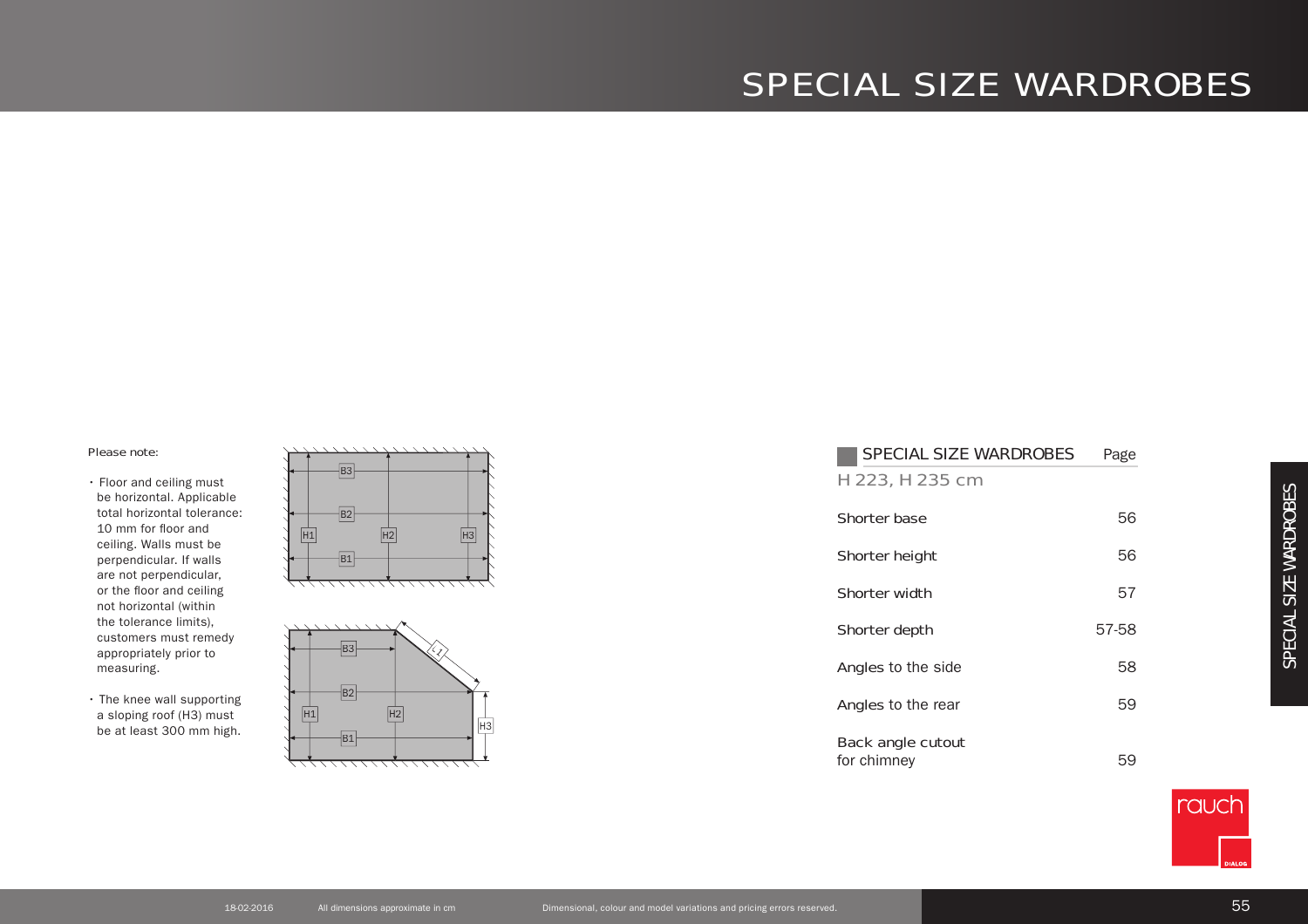# SPECIAL SIZE WARDROBES

Please note:

- Floor and ceiling must be horizontal. Applicable total horizontal tolerance: 10 mm for floor and ceiling. Walls must be perpendicular. If walls are not perpendicular, or the floor and ceiling not horizontal (within the tolerance limits), customers must remedy appropriately prior to measuring.
- The knee wall supporting a sloping roof (H3) must be at least 300 mm high.

| SPECIAL SIZE WARDROBES | Page |
|---|---|
| H 223, H 235 cm | |
| Shorter base | 56 |
| Shorter height | 56 |
| Shorter width | 57 |
| Shorter depth | 57-58 |
| Angles to the side | 58 |
| Angles to the rear | 59 |
| Back angle cutout for chimney | 59 |

18-02-2016 All dimensions approximate in cm Dimensional, colour and model variations and pricing errors reserved.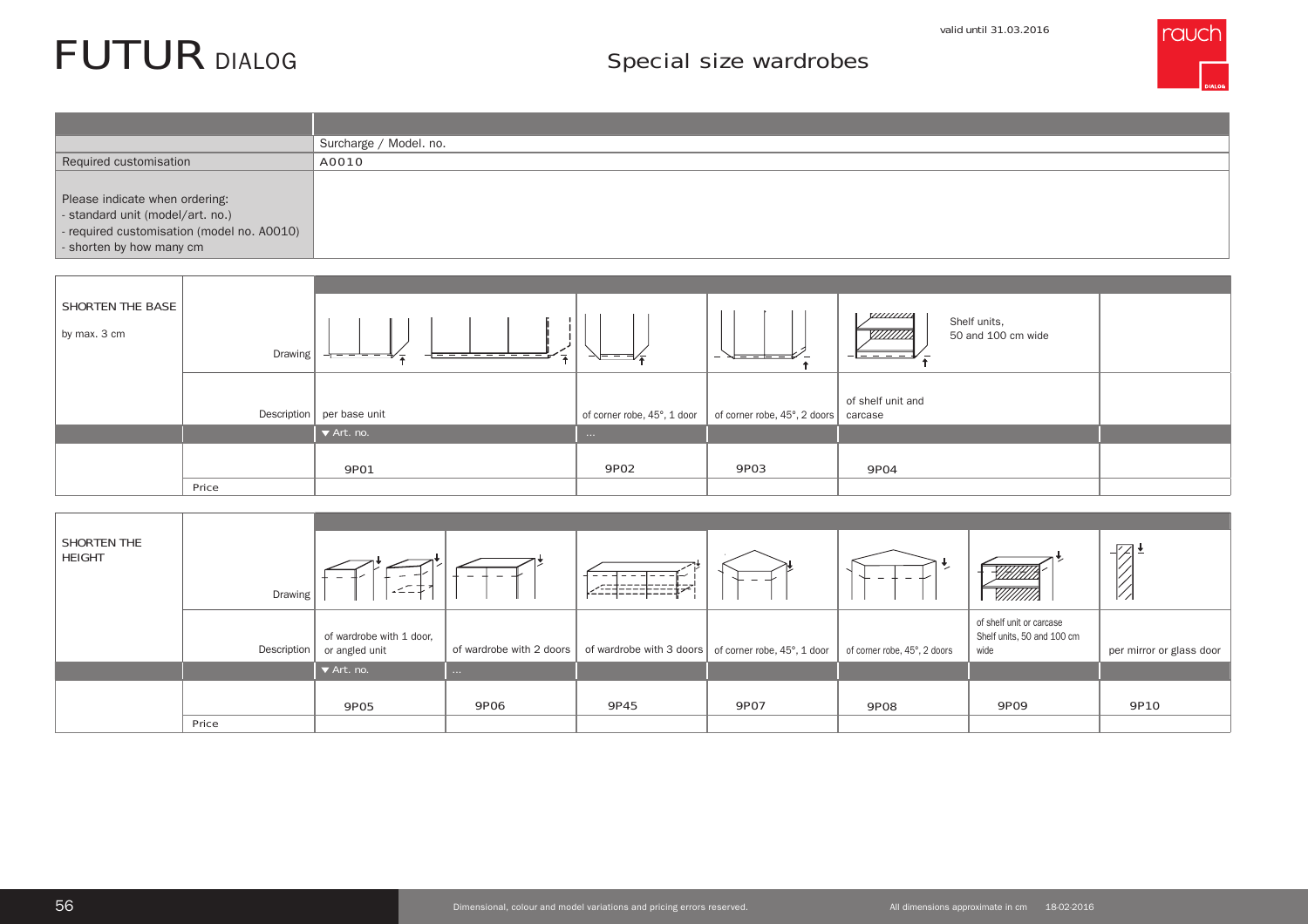# FUTUR DIALOG

valid until 31.03.2016

## Special size wardrobes

| | |
|---|---|
| | Surcharge / Model. no. |
| Required customisation | A0010 |
| Please indicate when ordering:<br>- standard unit (model/art. no.)<br>- required customisation (model no. A0010)<br>- shorten by how many cm | |

| SHORTEN THE BASE<br>by max. 3 cm | | | | | | |
|---|---|---|---|---|---|---|
| | Drawing | | | | Shelf units, 50 and 100 cm wide | |
| | Description | per base unit | of corner robe, 45°, 1 door | of corner robe, 45°, 2 doors | of shelf unit and carcase | |
| | | ▼ Art. no. | ... | | | |
| | | 9P01 | 9P02 | 9P03 | 9P04 | |
| | Price | | | | | |

| SHORTEN THE HEIGHT | | | | | | | | |
|---|---|---|---|---|---|---|---|---|
| | Drawing | | | | | | | |
| | Description | of wardrobe with 1 door, or angled unit | of wardrobe with 2 doors | of wardrobe with 3 doors | of corner robe, 45°, 1 door | of corner robe, 45°, 2 doors | of shelf unit or carcase Shelf units, 50 and 100 cm wide | per mirror or glass door |
| | | ▼ Art. no. | ... | | | | | |
| | | 9P05 | 9P06 | 9P45 | 9P07 | 9P08 | 9P09 | 9P10 |
| | Price | | | | | | | |

Dimensional, colour and model variations and pricing errors reserved.

All dimensions approximate in cm 18-02-2016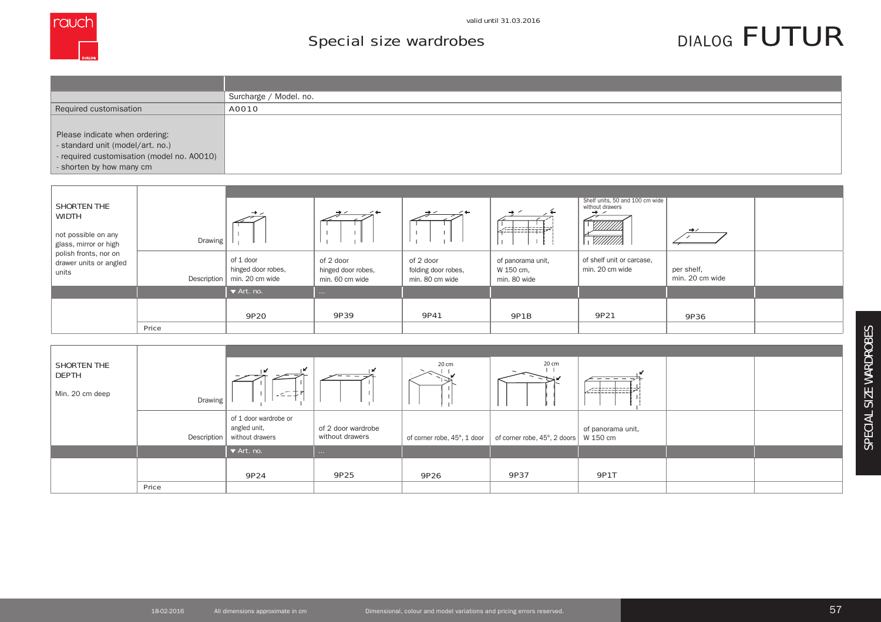# Special size wardrobes

valid until 31.03.2016

DIALOG FUTUR

| | Surcharge / Model. no. |
|---|---|
| Required customisation | A0010 |
| Please indicate when ordering:<br>- standard unit (model/art. no.)<br>- required customisation (model no. A0010)<br>- shorten by how many cm | |

| SHORTEN THE WIDTH<br><br>not possible on any glass, mirror or high polish fronts, nor on drawer units or angled units | | | | | | | | |
|---|---|---|---|---|---|---|---|---|
| | Drawing | | | | | Shelf units, 50 and 100 cm wide without drawers | | |
| | Description | of 1 door hinged door robes, min. 20 cm wide | of 2 door hinged door robes, min. 60 cm wide | of 2 door folding door robes, min. 80 cm wide | of panorama unit, W 150 cm, min. 80 wide | of shelf unit or carcase, min. 20 cm wide | per shelf, min. 20 cm wide | |
| | | ▼ Art. no. | ... | | | | | |
| | | 9P20 | 9P39 | 9P41 | 9P1B | 9P21 | 9P36 | |
| | Price | | | | | | | |

| SHORTEN THE DEPTH<br><br>Min. 20 cm deep | | | | | | | | |
|---|---|---|---|---|---|---|---|---|
| | Drawing | | | 20 cm | 20 cm | | | |
| | Description | of 1 door wardrobe or angled unit, without drawers | of 2 door wardrobe without drawers | of corner robe, 45°, 1 door | of corner robe, 45°, 2 doors | of panorama unit, W 150 cm | | |
| | | ▼ Art. no. | ... | | | | | |
| | | 9P24 | 9P25 | 9P26 | 9P37 | 9P1T | | |
| | Price | | | | | | | |

SPECIAL SIZE WARDROBES

18-02-2016 All dimensions approximate in cm Dimensional, colour and model variations and pricing errors reserved.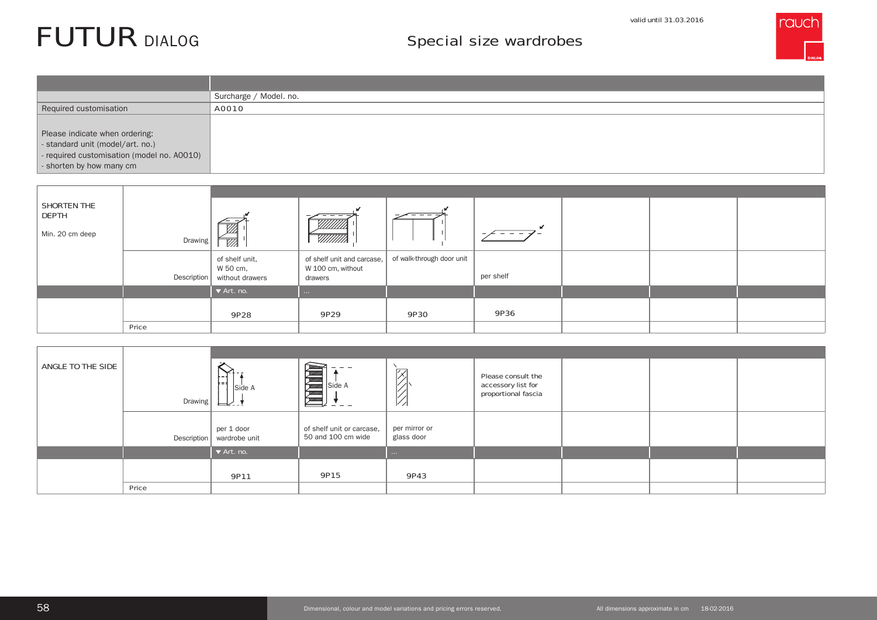# FUTUR DIALOG

## Special size wardrobes

valid until 31.03.2016

| | Surcharge / Model. no. |
|---|---|
| Required customisation | A0010 |
| Please indicate when ordering:<br>- standard unit (model/art. no.)<br>- required customisation (model no. A0010)<br>- shorten by how many cm | |

| SHORTEN THE DEPTH<br><br>Min. 20 cm deep | | | | | | | | |
|---|---|---|---|---|---|---|---|---|
| | Drawing | | | | | | | |
| | Description | of shelf unit, W 50 cm, without drawers | of shelf unit and carcase, W 100 cm, without drawers | of walk-through door unit | per shelf | | | |
| | | ▼ Art. no. | ... | | | | | |
| | | 9P28 | 9P29 | 9P30 | 9P36 | | | |
| | Price | | | | | | | |

| ANGLE TO THE SIDE | | | | | | | | |
|---|---|---|---|---|---|---|---|---|
| | Drawing | Side A | Side A | | Please consult the accessory list for proportional fascia | | | |
| | Description | per 1 door wardrobe unit | of shelf unit or carcase, 50 and 100 cm wide | per mirror or glass door | | | | |
| | | ▼ Art. no. | | ... | | | | |
| | | 9P11 | 9P15 | 9P43 | | | | |
| | Price | | | | | | | |

Dimensional, colour and model variations and pricing errors reserved.

All dimensions approximate in cm 18-02-2016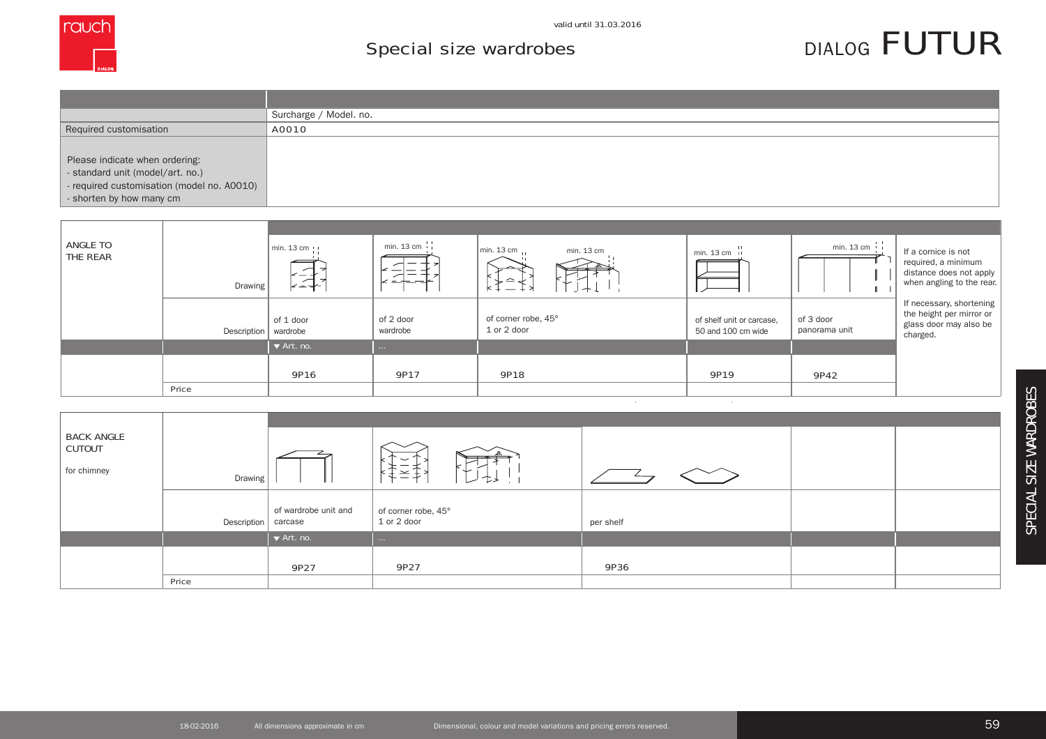valid until 31.03.2016

# Special size wardrobes

## DIALOG FUTUR

| | |
|---|---|
| | Surcharge / Model. no. |
| Required customisation | A0010 |
| Please indicate when ordering:<br>- standard unit (model/art. no.)<br>- required customisation (model no. A0010)<br>- shorten by how many cm | |

| | | | | | | | |
|---|---|---|---|---|---|---|---|
| ANGLE TO THE REAR | Drawing | min. 13 cm | min. 13 cm | min. 13 cm / min. 13 cm | min. 13 cm | min. 13 cm | If a cornice is not required, a minimum distance does not apply when angling to the rear.<br><br>If necessary, shortening the height per mirror or glass door may also be charged. |
| | Description | of 1 door wardrobe | of 2 door wardrobe | of corner robe, 45° 1 or 2 door | of shelf unit or carcase, 50 and 100 cm wide | of 3 door panorama unit | |
| | | ▼ Art. no. | ... | | | | |
| | | 9P16 | 9P17 | 9P18 | 9P19 | 9P42 | |
| | Price | | | | | | |

| | | | | | | |
|---|---|---|---|---|---|---|
| BACK ANGLE CUTOUT<br><br>for chimney | Drawing | | | | | |
| | Description | of wardrobe unit and carcase | of corner robe, 45° 1 or 2 door | per shelf | | |
| | | ▼ Art. no. | ... | | | |
| | | 9P27 | 9P27 | 9P36 | | |
| | Price | | | | | |

SPECIAL SIZE WARDROBES

18-02-2016 All dimensions approximate in cm Dimensional, colour and model variations and pricing errors reserved.